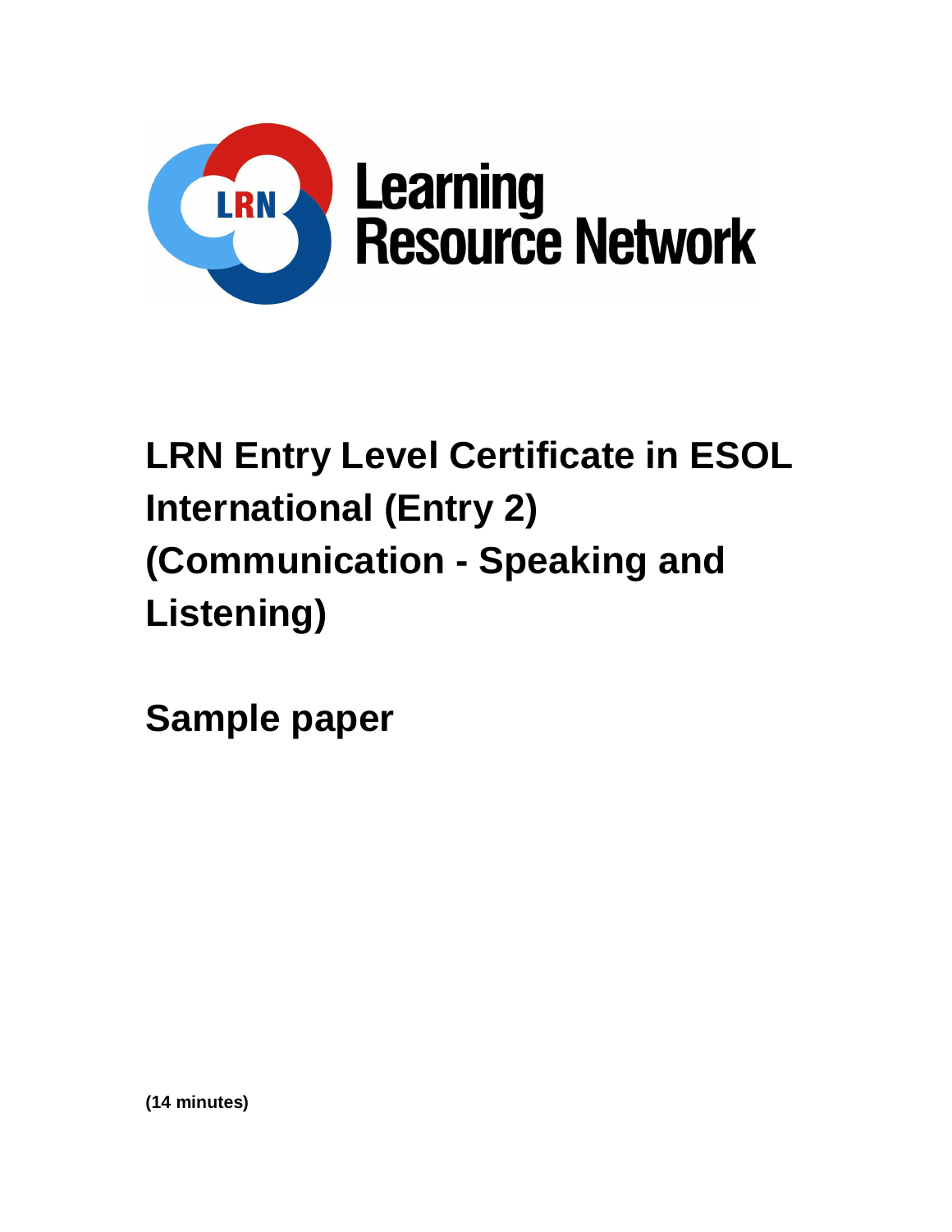# LRN Entry Level Certificate in ESOL International (Entry 2) (Communication - Speaking and Listening)

## Sample paper

**(14 minutes)**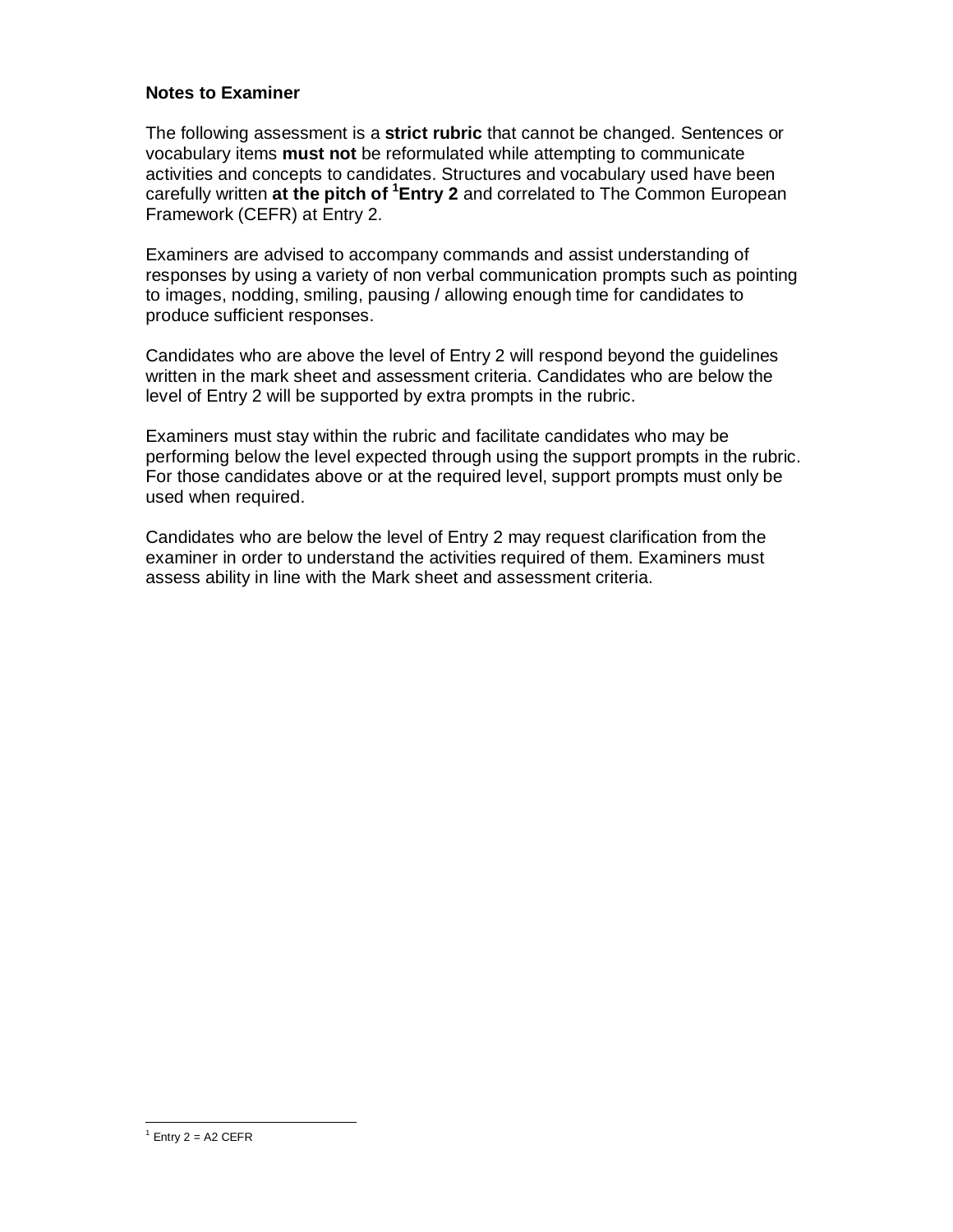**Notes to Examiner**

The following assessment is a **strict rubric** that cannot be changed. Sentences or vocabulary items **must not** be reformulated while attempting to communicate activities and concepts to candidates. Structures and vocabulary used have been carefully written **at the pitch of [1]Entry 2** and correlated to The Common European Framework (CEFR) at Entry 2.

Examiners are advised to accompany commands and assist understanding of responses by using a variety of non verbal communication prompts such as pointing to images, nodding, smiling, pausing / allowing enough time for candidates to produce sufficient responses.

Candidates who are above the level of Entry 2 will respond beyond the guidelines written in the mark sheet and assessment criteria. Candidates who are below the level of Entry 2 will be supported by extra prompts in the rubric.

Examiners must stay within the rubric and facilitate candidates who may be performing below the level expected through using the support prompts in the rubric. For those candidates above or at the required level, support prompts must only be used when required.

Candidates who are below the level of Entry 2 may request clarification from the examiner in order to understand the activities required of them. Examiners must assess ability in line with the Mark sheet and assessment criteria.

---

[1] Entry 2 = A2 CEFR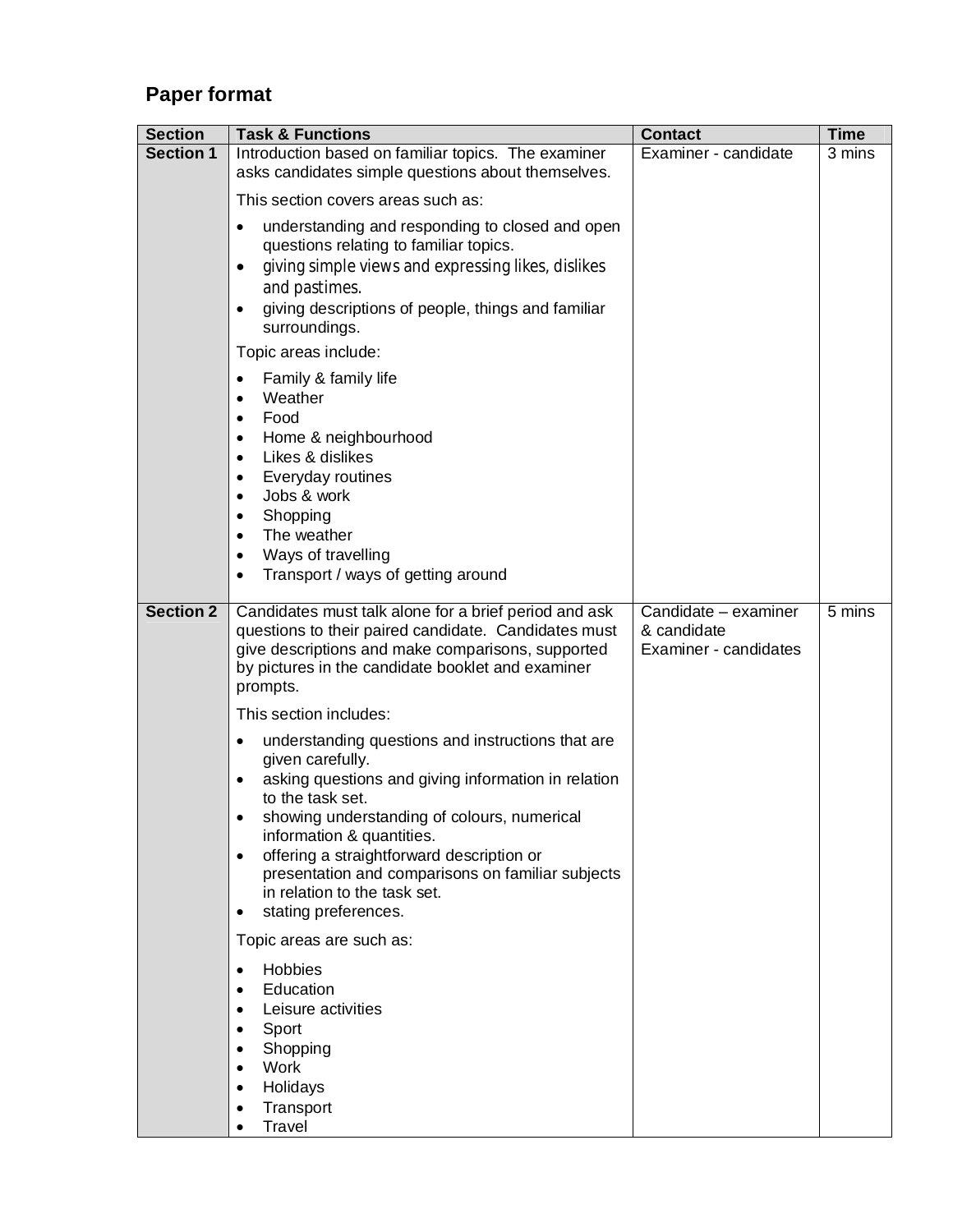## Paper format

| Section | Task & Functions | Contact | Time |
|---|---|---|---|
| **Section 1** | Introduction based on familiar topics. The examiner asks candidates simple questions about themselves.<br><br>This section covers areas such as:<br><br>• understanding and responding to closed and open questions relating to familiar topics.<br>• giving simple views and expressing likes, dislikes and pastimes.<br>• giving descriptions of people, things and familiar surroundings.<br><br>Topic areas include:<br><br>• Family & family life<br>• Weather<br>• Food<br>• Home & neighbourhood<br>• Likes & dislikes<br>• Everyday routines<br>• Jobs & work<br>• Shopping<br>• The weather<br>• Ways of travelling<br>• Transport / ways of getting around | Examiner - candidate | 3 mins |
| **Section 2** | Candidates must talk alone for a brief period and ask questions to their paired candidate. Candidates must give descriptions and make comparisons, supported by pictures in the candidate booklet and examiner prompts.<br><br>This section includes:<br><br>• understanding questions and instructions that are given carefully.<br>• asking questions and giving information in relation to the task set.<br>• showing understanding of colours, numerical information & quantities.<br>• offering a straightforward description or presentation and comparisons on familiar subjects in relation to the task set.<br>• stating preferences.<br><br>Topic areas are such as:<br><br>• Hobbies<br>• Education<br>• Leisure activities<br>• Sport<br>• Shopping<br>• Work<br>• Holidays<br>• Transport<br>• Travel | Candidate – examiner & candidate<br>Examiner - candidates | 5 mins |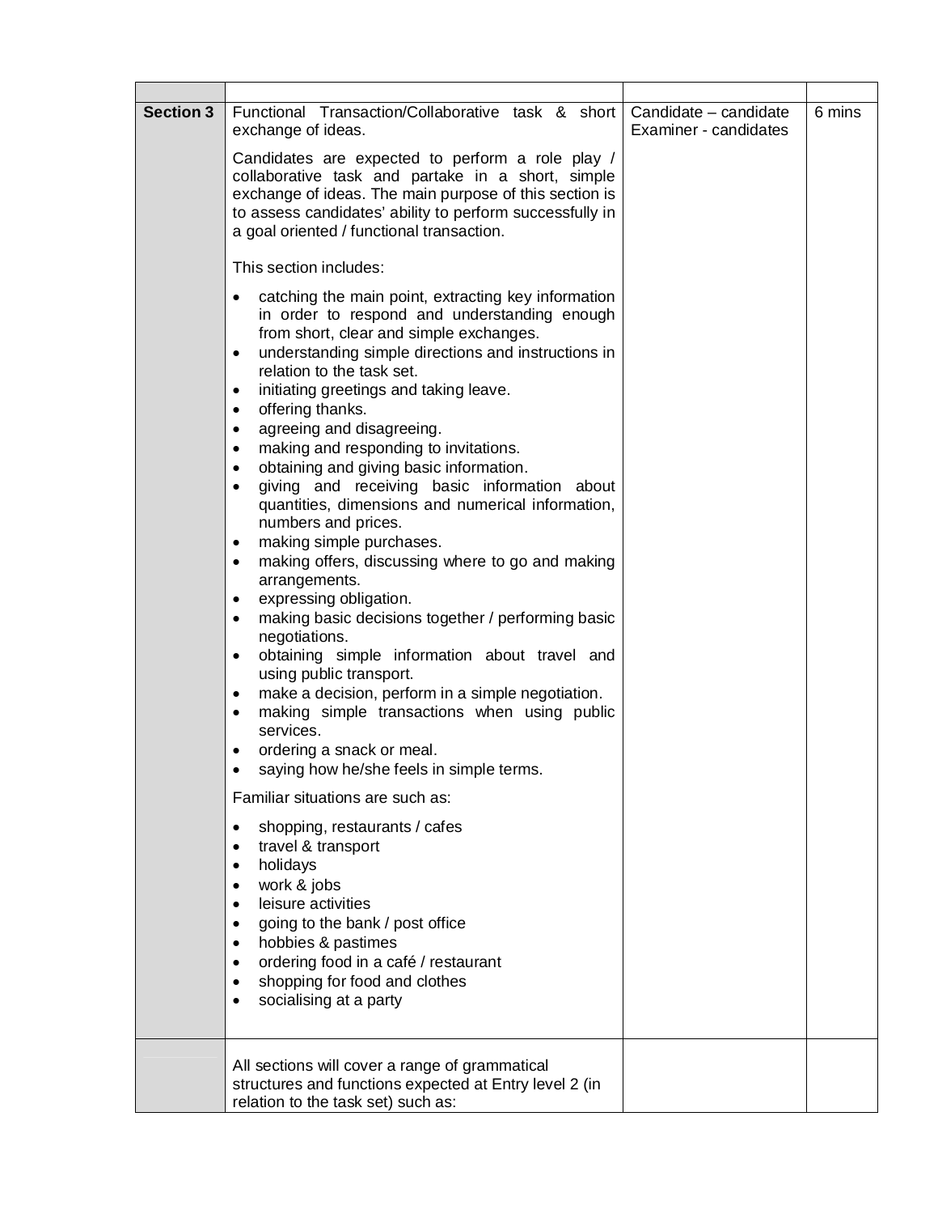| | | | |
|---|---|---|---|
| **Section 3** | Functional Transaction/Collaborative task & short exchange of ideas.<br><br>Candidates are expected to perform a role play / collaborative task and partake in a short, simple exchange of ideas. The main purpose of this section is to assess candidates' ability to perform successfully in a goal oriented / functional transaction.<br><br>This section includes:<br><br>• catching the main point, extracting key information in order to respond and understanding enough from short, clear and simple exchanges.<br>• understanding simple directions and instructions in relation to the task set.<br>• initiating greetings and taking leave.<br>• offering thanks.<br>• agreeing and disagreeing.<br>• making and responding to invitations.<br>• obtaining and giving basic information.<br>• giving and receiving basic information about quantities, dimensions and numerical information, numbers and prices.<br>• making simple purchases.<br>• making offers, discussing where to go and making arrangements.<br>• expressing obligation.<br>• making basic decisions together / performing basic negotiations.<br>• obtaining simple information about travel and using public transport.<br>• make a decision, perform in a simple negotiation.<br>• making simple transactions when using public services.<br>• ordering a snack or meal.<br>• saying how he/she feels in simple terms.<br><br>Familiar situations are such as:<br><br>• shopping, restaurants / cafes<br>• travel & transport<br>• holidays<br>• work & jobs<br>• leisure activities<br>• going to the bank / post office<br>• hobbies & pastimes<br>• ordering food in a café / restaurant<br>• shopping for food and clothes<br>• socialising at a party | Candidate – candidate<br>Examiner - candidates | 6 mins |
| | All sections will cover a range of grammatical structures and functions expected at Entry level 2 (in relation to the task set) such as: | | |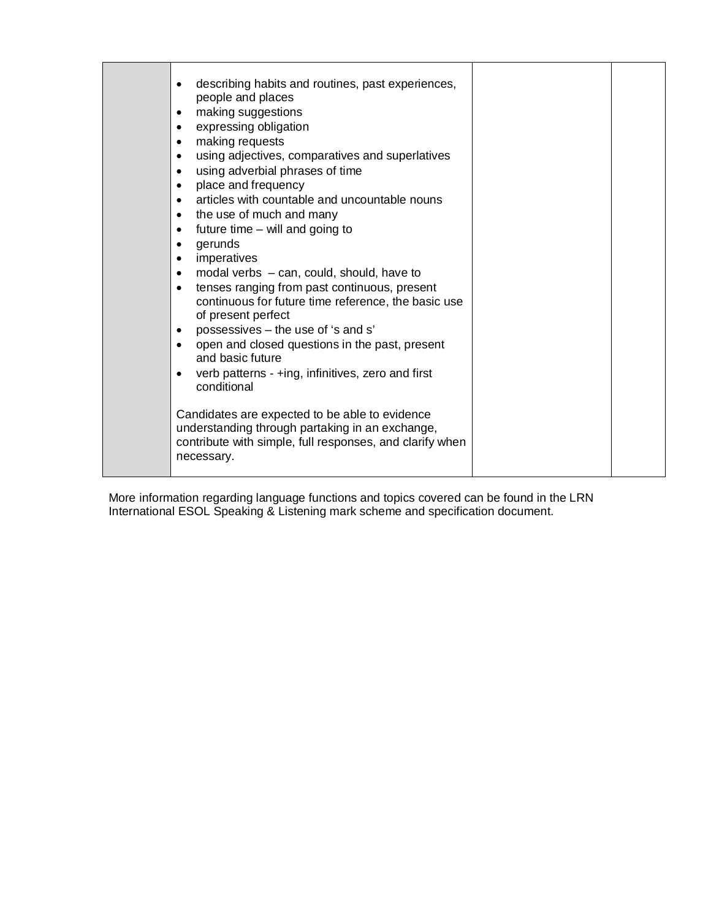|  | <ul><li>describing habits and routines, past experiences, people and places</li><li>making suggestions</li><li>expressing obligation</li><li>making requests</li><li>using adjectives, comparatives and superlatives</li><li>using adverbial phrases of time</li><li>place and frequency</li><li>articles with countable and uncountable nouns</li><li>the use of much and many</li><li>future time – will and going to</li><li>gerunds</li><li>imperatives</li><li>modal verbs – can, could, should, have to</li><li>tenses ranging from past continuous, present continuous for future time reference, the basic use of present perfect</li><li>possessives – the use of 's and s'</li><li>open and closed questions in the past, present and basic future</li><li>verb patterns - +ing, infinitives, zero and first conditional</li></ul>Candidates are expected to be able to evidence understanding through partaking in an exchange, contribute with simple, full responses, and clarify when necessary. |  |  |
|---|---|---|---|

More information regarding language functions and topics covered can be found in the LRN International ESOL Speaking & Listening mark scheme and specification document.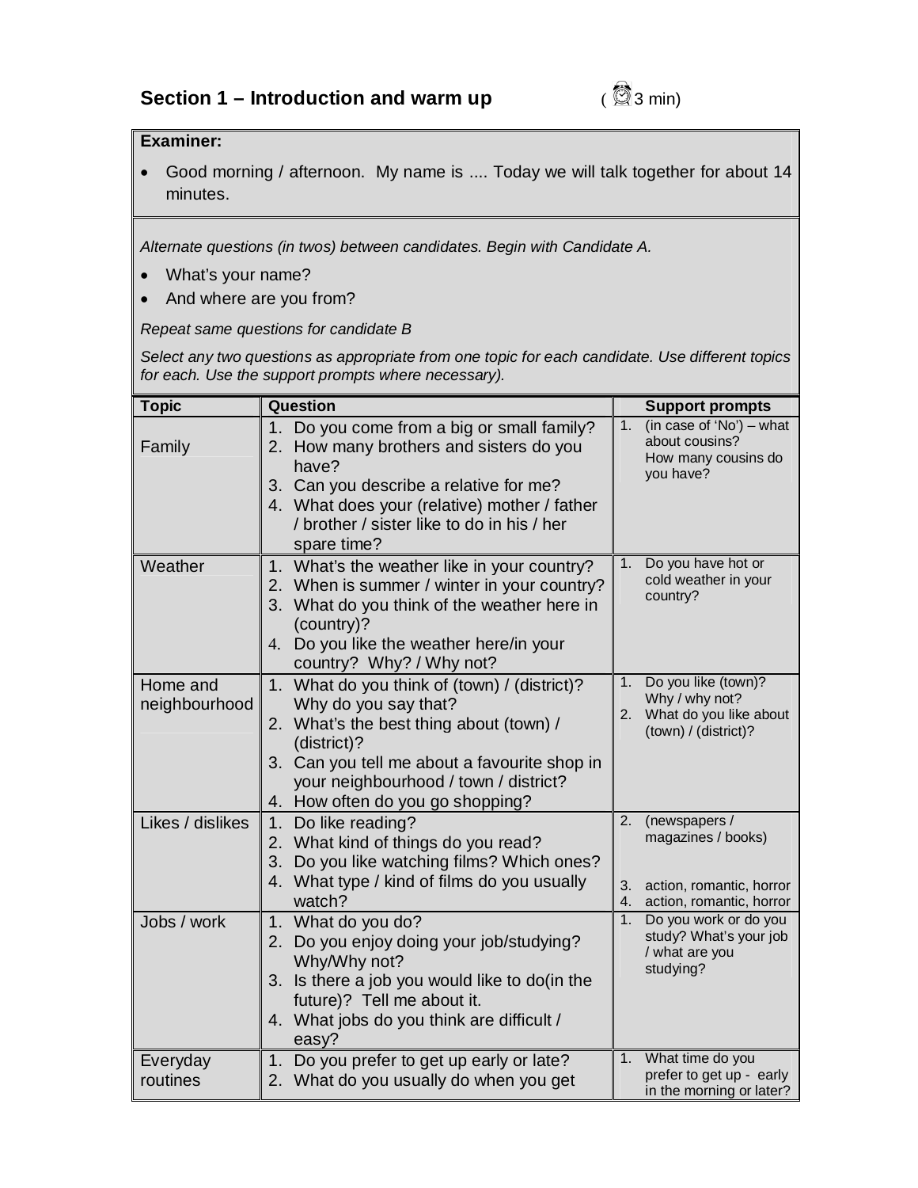## Section 1 – Introduction and warm up (3 min)

**Examiner:**

- Good morning / afternoon. My name is .... Today we will talk together for about 14 minutes.

*Alternate questions (in twos) between candidates. Begin with Candidate A.*

- What's your name?
- And where are you from?

*Repeat same questions for candidate B*

*Select any two questions as appropriate from one topic for each candidate. Use different topics for each. Use the support prompts where necessary).*

| Topic | Question | Support prompts |
|---|---|---|
| Family | 1. Do you come from a big or small family?<br>2. How many brothers and sisters do you have?<br>3. Can you describe a relative for me?<br>4. What does your (relative) mother / father / brother / sister like to do in his / her spare time? | 1. (in case of 'No') – what about cousins? How many cousins do you have? |
| Weather | 1. What's the weather like in your country?<br>2. When is summer / winter in your country?<br>3. What do you think of the weather here in (country)?<br>4. Do you like the weather here/in your country? Why? / Why not? | 1. Do you have hot or cold weather in your country? |
| Home and neighbourhood | 1. What do you think of (town) / (district)? Why do you say that?<br>2. What's the best thing about (town) / (district)?<br>3. Can you tell me about a favourite shop in your neighbourhood / town / district?<br>4. How often do you go shopping? | 1. Do you like (town)? Why / why not?<br>2. What do you like about (town) / (district)? |
| Likes / dislikes | 1. Do like reading?<br>2. What kind of things do you read?<br>3. Do you like watching films? Which ones?<br>4. What type / kind of films do you usually watch? | 2. (newspapers / magazines / books)<br>3. action, romantic, horror<br>4. action, romantic, horror |
| Jobs / work | 1. What do you do?<br>2. Do you enjoy doing your job/studying? Why/Why not?<br>3. Is there a job you would like to do(in the future)? Tell me about it.<br>4. What jobs do you think are difficult / easy? | 1. Do you work or do you study? What's your job / what are you studying? |
| Everyday routines | 1. Do you prefer to get up early or late?<br>2. What do you usually do when you get | 1. What time do you prefer to get up - early in the morning or later? |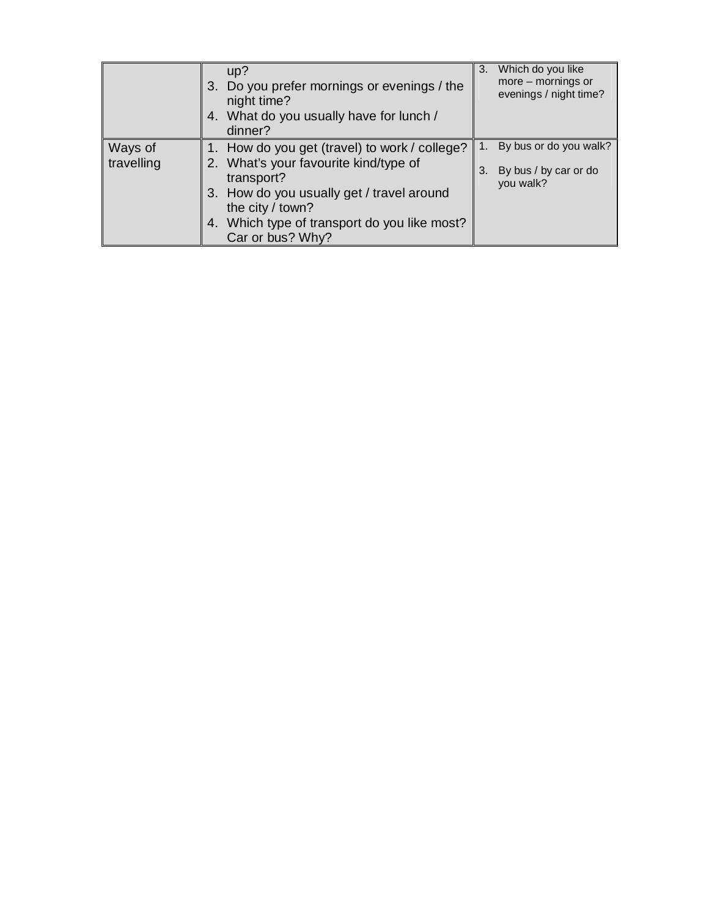| | | |
|---|---|---|
| | up?<br>3. Do you prefer mornings or evenings / the night time?<br>4. What do you usually have for lunch / dinner? | 3. Which do you like more – mornings or evenings / night time? |
| Ways of travelling | 1. How do you get (travel) to work / college?<br>2. What's your favourite kind/type of transport?<br>3. How do you usually get / travel around the city / town?<br>4. Which type of transport do you like most? Car or bus? Why? | 1. By bus or do you walk?<br>3. By bus / by car or do you walk? |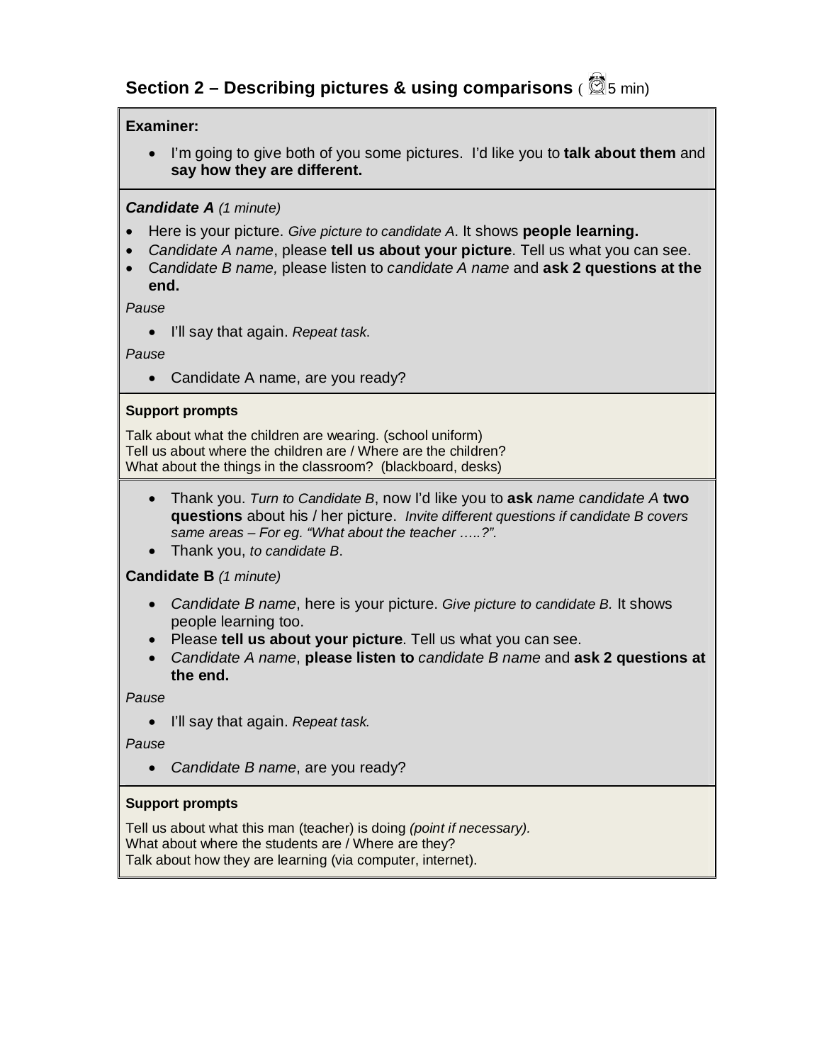## Section 2 – Describing pictures & using comparisons ( 5 min)

**Examiner:**

- I'm going to give both of you some pictures. I'd like you to **talk about them** and **say how they are different.**

***Candidate A*** *(1 minute)*

- Here is your picture. *Give picture to candidate A*. It shows **people learning.**
- *Candidate A name*, please **tell us about your picture**. Tell us what you can see.
- *Candidate B name,* please listen to *candidate A name* and **ask 2 questions at the end.**

*Pause*

- I'll say that again. *Repeat task*.

*Pause*

- Candidate A name, are you ready?

**Support prompts**

Talk about what the children are wearing. (school uniform)
Tell us about where the children are / Where are the children?
What about the things in the classroom? (blackboard, desks)

- Thank you. *Turn to Candidate B*, now I'd like you to **ask** *name candidate A* **two questions** about his / her picture. *Invite different questions if candidate B covers same areas – For eg. "What about the teacher …..?".*
- Thank you, *to candidate B*.

**Candidate B** *(1 minute)*

- *Candidate B name*, here is your picture. *Give picture to candidate B.* It shows people learning too.
- Please **tell us about your picture**. Tell us what you can see.
- *Candidate A name*, **please listen to** *candidate B name* and **ask 2 questions at the end.**

*Pause*

- I'll say that again. *Repeat task.*

*Pause*

- *Candidate B name*, are you ready?

**Support prompts**

Tell us about what this man (teacher) is doing *(point if necessary).*
What about where the students are / Where are they?
Talk about how they are learning (via computer, internet).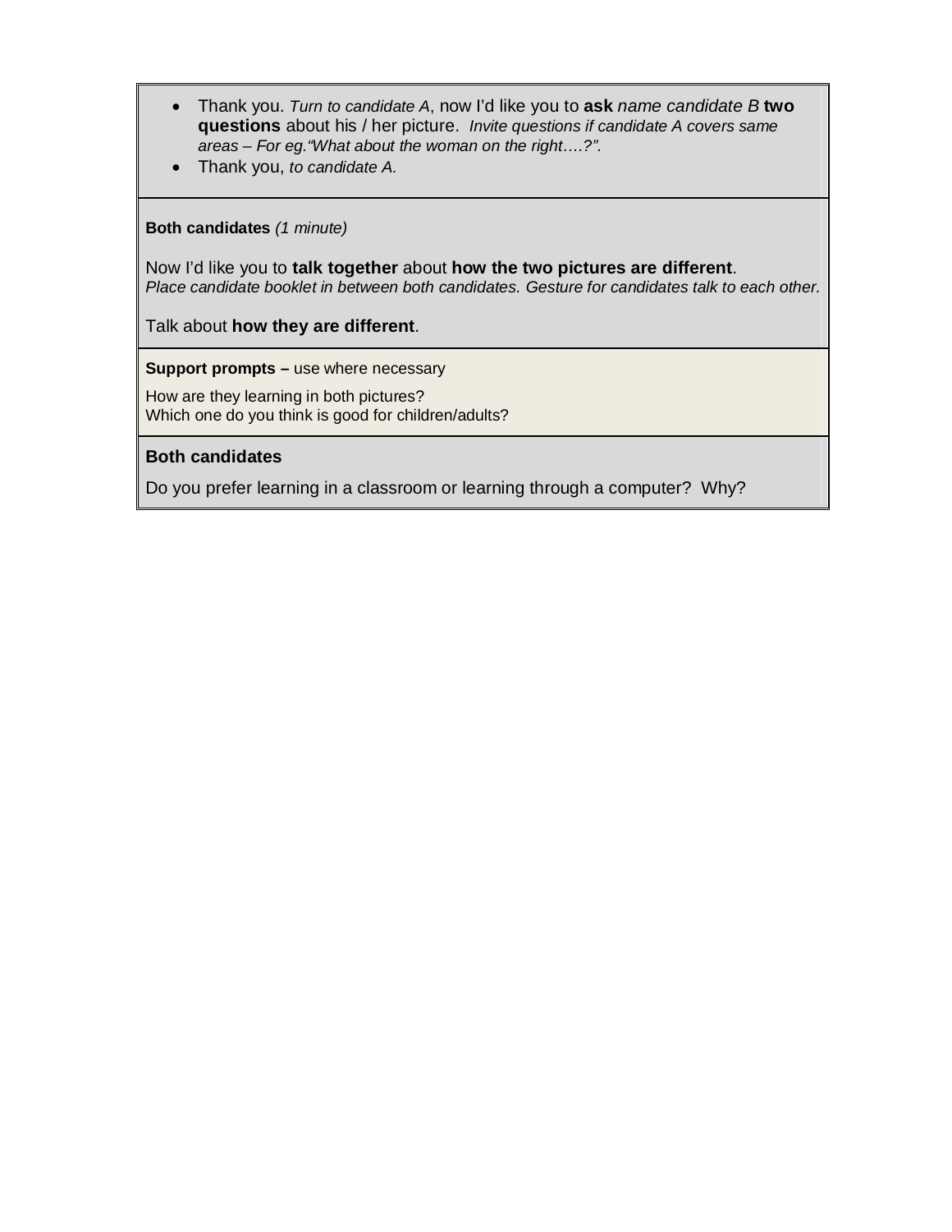- Thank you. *Turn to candidate A*, now I'd like you to **ask** *name candidate B* **two questions** about his / her picture. *Invite questions if candidate A covers same areas – For eg."What about the woman on the right….?".*
- Thank you, *to candidate A.*

**Both candidates** *(1 minute)*

Now I'd like you to **talk together** about **how the two pictures are different**.
*Place candidate booklet in between both candidates. Gesture for candidates talk to each other.*

Talk about **how they are different**.

**Support prompts –** use where necessary

How are they learning in both pictures?
Which one do you think is good for children/adults?

**Both candidates**

Do you prefer learning in a classroom or learning through a computer? Why?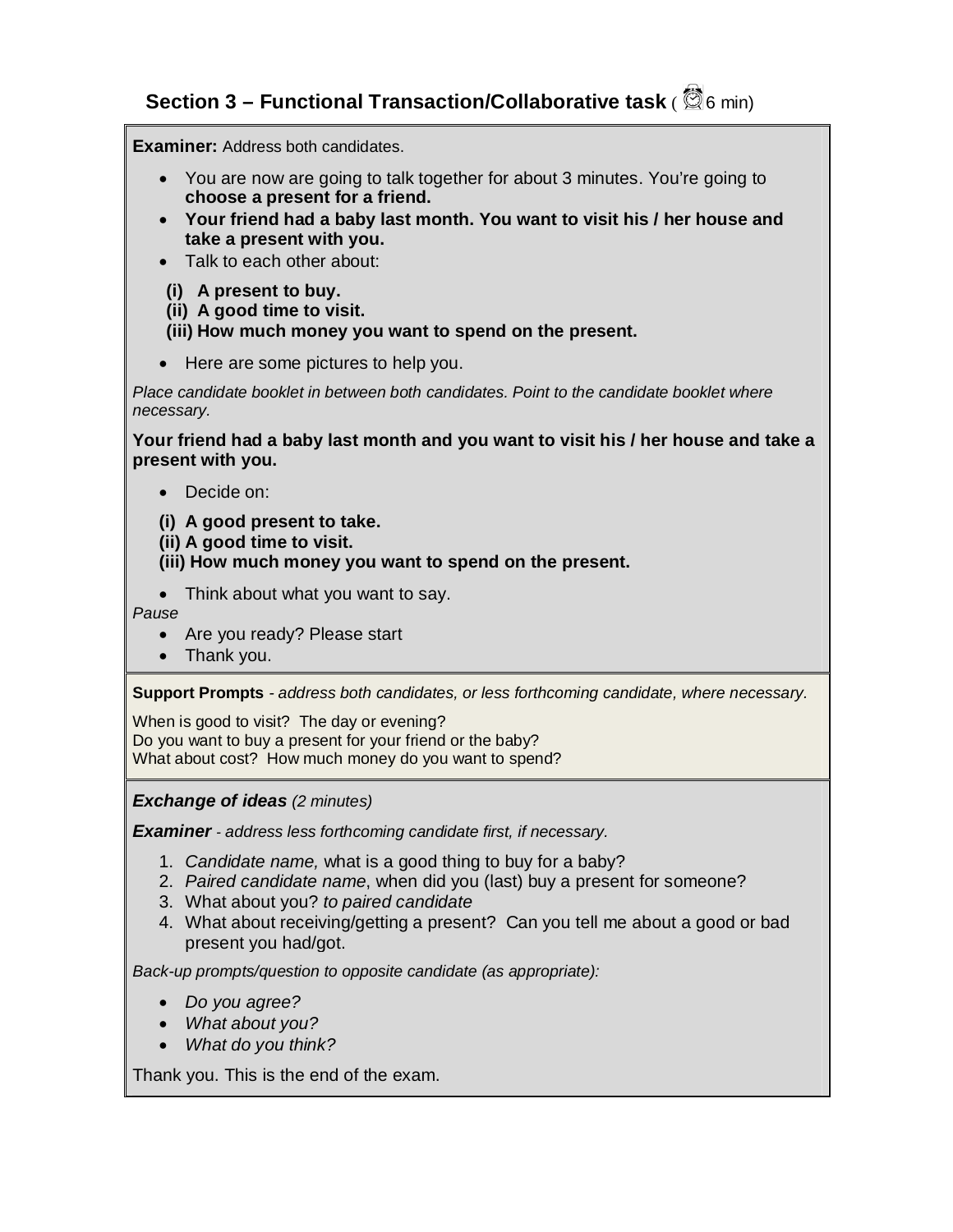## Section 3 – Functional Transaction/Collaborative task ( 6 min)

**Examiner:** Address both candidates.

- You are now are going to talk together for about 3 minutes. You're going to **choose a present for a friend.**
- **Your friend had a baby last month. You want to visit his / her house and take a present with you.**
- Talk to each other about:

**(i) A present to buy.**
**(ii) A good time to visit.**
**(iii) How much money you want to spend on the present.**

- Here are some pictures to help you.

*Place candidate booklet in between both candidates. Point to the candidate booklet where necessary.*

**Your friend had a baby last month and you want to visit his / her house and take a present with you.**

- Decide on:

**(i) A good present to take.**
**(ii) A good time to visit.**
**(iii) How much money you want to spend on the present.**

- Think about what you want to say.

*Pause*

- Are you ready? Please start
- Thank you.

**Support Prompts** *- address both candidates, or less forthcoming candidate, where necessary.*

When is good to visit? The day or evening?
Do you want to buy a present for your friend or the baby?
What about cost? How much money do you want to spend?

***Exchange of ideas*** *(2 minutes)*

***Examiner*** *- address less forthcoming candidate first, if necessary.*

1. *Candidate name,* what is a good thing to buy for a baby?
2. *Paired candidate name*, when did you (last) buy a present for someone?
3. What about you? *to paired candidate*
4. What about receiving/getting a present? Can you tell me about a good or bad present you had/got.

*Back-up prompts/question to opposite candidate (as appropriate):*

- *Do you agree?*
- *What about you?*
- *What do you think?*

Thank you. This is the end of the exam.